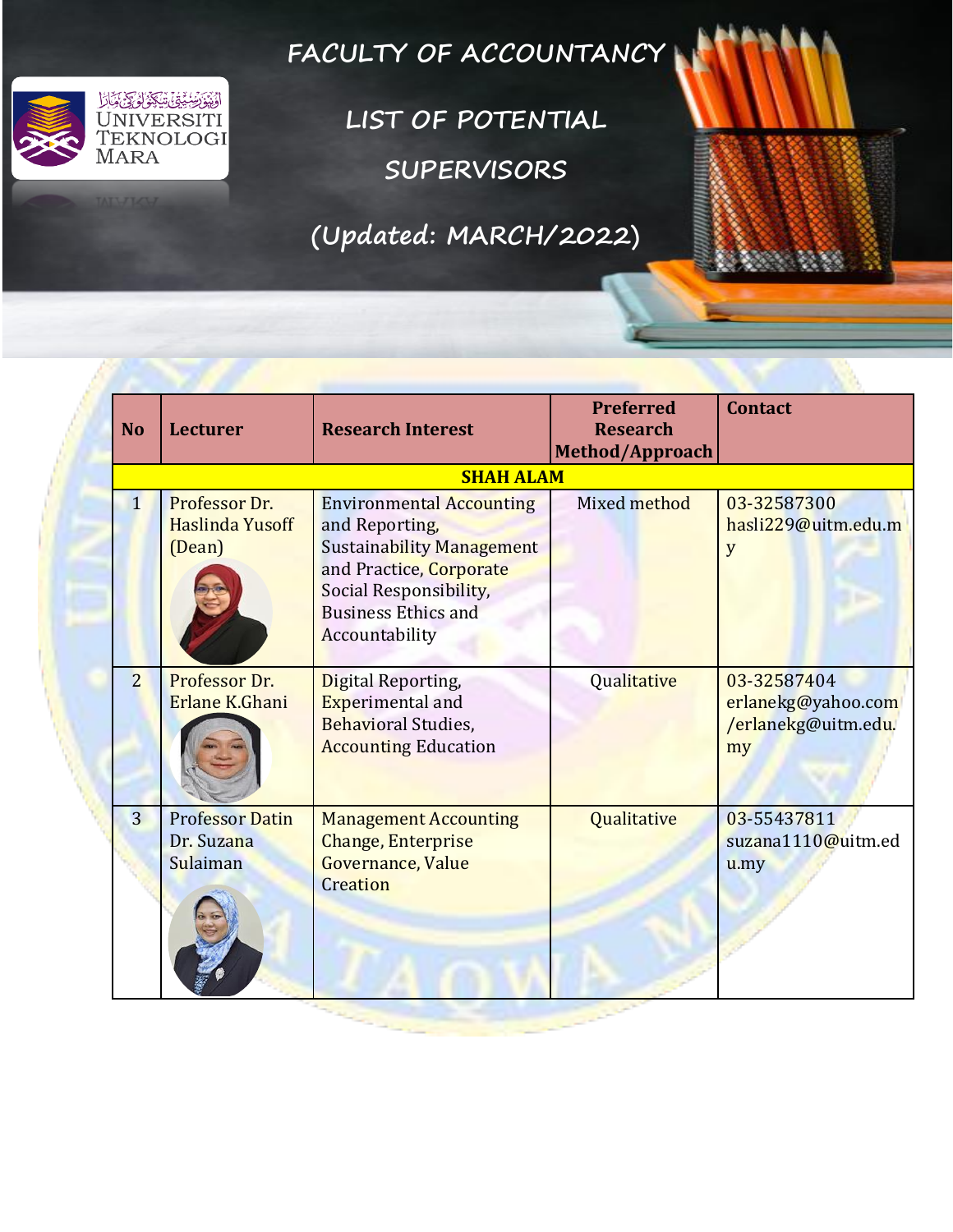# FACULTY OF ACCOUNTANCY

## LIST OF POTENTIAL SUPERVISORS

## (Updated: MARCH/2022)

| No | Lecturer | Research Interest | Preferred Research Method/Approach | Contact |
|---|---|---|---|---|
| | | **SHAH ALAM** | | |
| 1 | Professor Dr. Haslinda Yusoff (Dean) | Environmental Accounting and Reporting, Sustainability Management and Practice, Corporate Social Responsibility, Business Ethics and Accountability | Mixed method | 03-32587300 hasli229@uitm.edu.my |
| 2 | Professor Dr. Erlane K.Ghani | Digital Reporting, Experimental and Behavioral Studies, Accounting Education | Qualitative | 03-32587404 erlanekg@yahoo.com /erlanekg@uitm.edu.my |
| 3 | Professor Datin Dr. Suzana Sulaiman | Management Accounting Change, Enterprise Governance, Value Creation | Qualitative | 03-55437811 suzana1110@uitm.edu.my |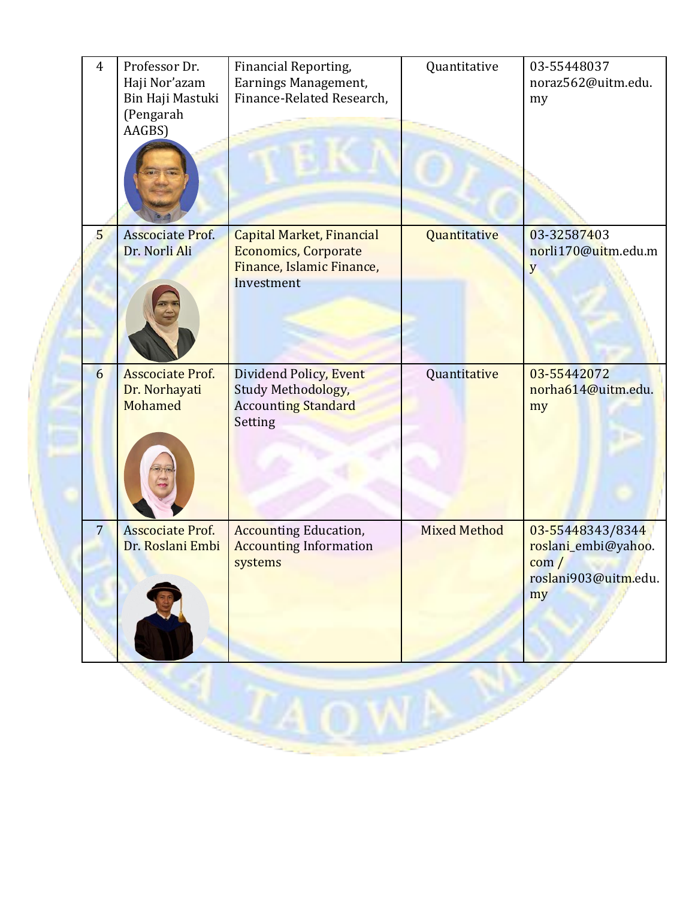| 4 | Professor Dr. Haji Nor'azam Bin Haji Mastuki (Pengarah AAGBS) | Financial Reporting, Earnings Management, Finance-Related Research, | Quantitative | 03-55448037 noraz562@uitm.edu.my |
|---|---|---|---|---|
| 5 | Asscociate Prof. Dr. Norli Ali | Capital Market, Financial Economics, Corporate Finance, Islamic Finance, Investment | Quantitative | 03-32587403 norli170@uitm.edu.my |
| 6 | Asscociate Prof. Dr. Norhayati Mohamed | Dividend Policy, Event Study Methodology, Accounting Standard Setting | Quantitative | 03-55442072 norha614@uitm.edu.my |
| 7 | Asscociate Prof. Dr. Roslani Embi | Accounting Education, Accounting Information systems | Mixed Method | 03-55448343/8344 roslani_embi@yahoo.com / roslani903@uitm.edu.my |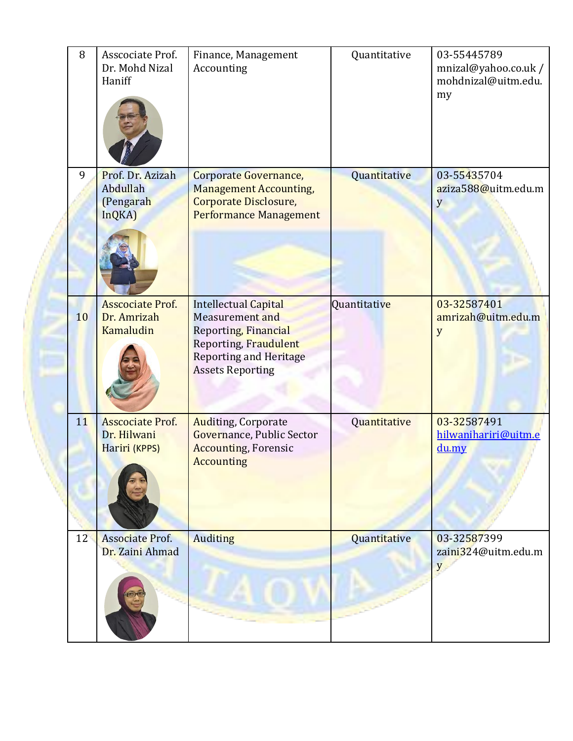| 8 | Asscociate Prof. Dr. Mohd Nizal Haniff | Finance, Management Accounting | Quantitative | 03-55445789 mnizal@yahoo.co.uk / mohdnizal@uitm.edu.my |
|---|---|---|---|---|
| 9 | Prof. Dr. Azizah Abdullah (Pengarah InQKA) | Corporate Governance, Management Accounting, Corporate Disclosure, Performance Management | Quantitative | 03-55435704 aziza588@uitm.edu.my |
| 10 | Asscociate Prof. Dr. Amrizah Kamaludin | Intellectual Capital Measurement and Reporting, Financial Reporting, Fraudulent Reporting and Heritage Assets Reporting | Quantitative | 03-32587401 amrizah@uitm.edu.my |
| 11 | Asscociate Prof. Dr. Hilwani Hariri (KPPS) | Auditing, Corporate Governance, Public Sector Accounting, Forensic Accounting | Quantitative | 03-32587491 hilwanihariri@uitm.edu.my |
| 12 | Associate Prof. Dr. Zaini Ahmad | Auditing | Quantitative | 03-32587399 zaini324@uitm.edu.my |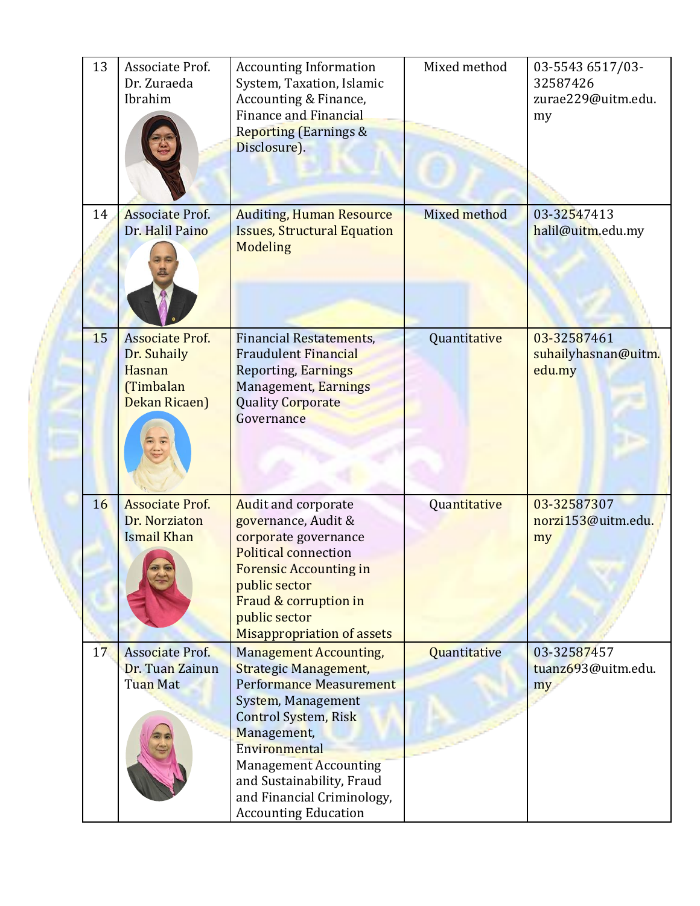| 13 | Associate Prof. Dr. Zuraeda Ibrahim | Accounting Information System, Taxation, Islamic Accounting & Finance, Finance and Financial Reporting (Earnings & Disclosure). | Mixed method | 03-5543 6517/03-32587426 zurae229@uitm.edu.my |
|---|---|---|---|---|
| 14 | Associate Prof. Dr. Halil Paino | Auditing, Human Resource Issues, Structural Equation Modeling | Mixed method | 03-32547413 halil@uitm.edu.my |
| 15 | Associate Prof. Dr. Suhaily Hasnan (Timbalan Dekan Ricaen) | Financial Restatements, Fraudulent Financial Reporting, Earnings Management, Earnings Quality Corporate Governance | Quantitative | 03-32587461 suhailyhasnan@uitm.edu.my |
| 16 | Associate Prof. Dr. Norziaton Ismail Khan | Audit and corporate governance, Audit & corporate governance Political connection Forensic Accounting in public sector Fraud & corruption in public sector Misappropriation of assets | Quantitative | 03-32587307 norzi153@uitm.edu.my |
| 17 | Associate Prof. Dr. Tuan Zainun Tuan Mat | Management Accounting, Strategic Management, Performance Measurement System, Management Control System, Risk Management, Environmental Management Accounting and Sustainability, Fraud and Financial Criminology, Accounting Education | Quantitative | 03-32587457 tuanz693@uitm.edu.my |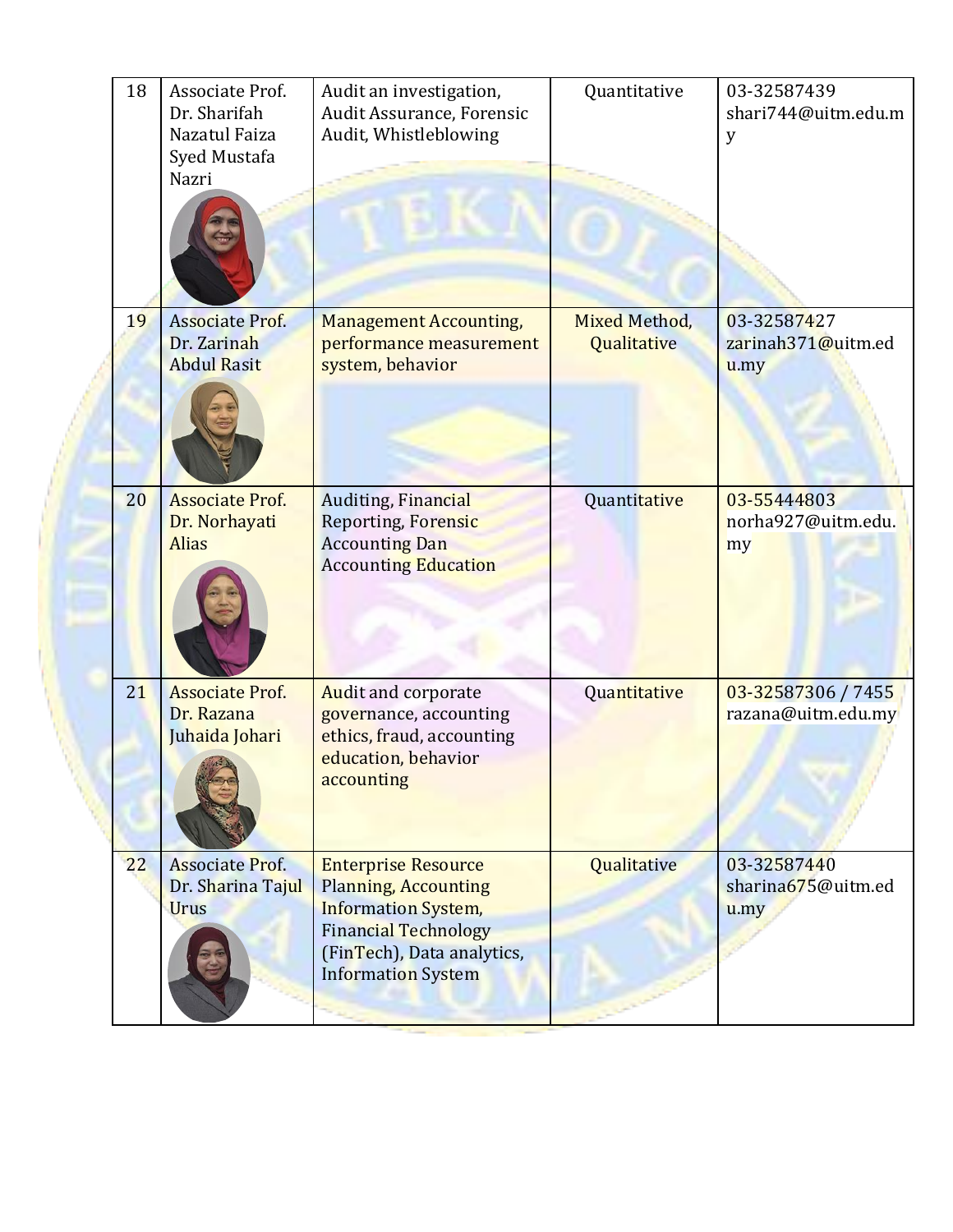| 18 | Associate Prof. Dr. Sharifah Nazatul Faiza Syed Mustafa Nazri | Audit an investigation, Audit Assurance, Forensic Audit, Whistleblowing | Quantitative | 03-32587439 shari744@uitm.edu.my |
|---|---|---|---|---|
| 19 | Associate Prof. Dr. Zarinah Abdul Rasit | Management Accounting, performance measurement system, behavior | Mixed Method, Qualitative | 03-32587427 zarinah371@uitm.edu.my |
| 20 | Associate Prof. Dr. Norhayati Alias | Auditing, Financial Reporting, Forensic Accounting Dan Accounting Education | Quantitative | 03-55444803 norha927@uitm.edu.my |
| 21 | Associate Prof. Dr. Razana Juhaida Johari | Audit and corporate governance, accounting ethics, fraud, accounting education, behavior accounting | Quantitative | 03-32587306 / 7455 razana@uitm.edu.my |
| 22 | Associate Prof. Dr. Sharina Tajul Urus | Enterprise Resource Planning, Accounting Information System, Financial Technology (FinTech), Data analytics, Information System | Qualitative | 03-32587440 sharina675@uitm.edu.my |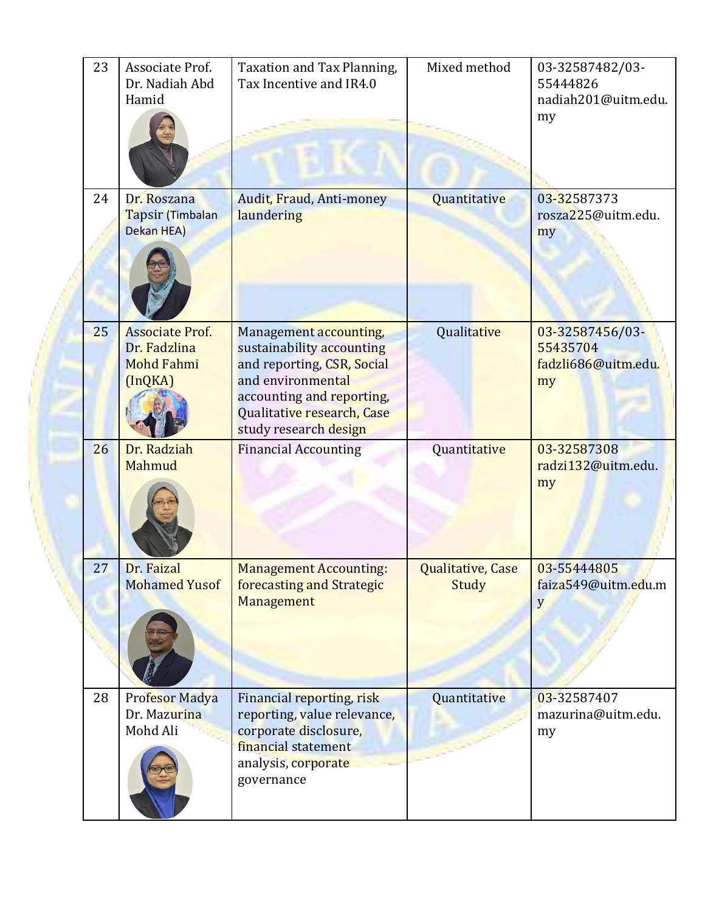| 23 | Associate Prof. Dr. Nadiah Abd Hamid | Taxation and Tax Planning, Tax Incentive and IR4.0 | Mixed method | 03-32587482/03-55444826 nadiah201@uitm.edu.my |
|---|---|---|---|---|
| 24 | Dr. Roszana Tapsir (Timbalan Dekan HEA) | Audit, Fraud, Anti-money laundering | Quantitative | 03-32587373 rosza225@uitm.edu.my |
| 25 | Associate Prof. Dr. Fadzlina Mohd Fahmi (InQKA) | Management accounting, sustainability accounting and reporting, CSR, Social and environmental accounting and reporting, Qualitative research, Case study research design | Qualitative | 03-32587456/03-55435704 fadzli686@uitm.edu.my |
| 26 | Dr. Radziah Mahmud | Financial Accounting | Quantitative | 03-32587308 radzi132@uitm.edu.my |
| 27 | Dr. Faizal Mohamed Yusof | Management Accounting: forecasting and Strategic Management | Qualitative, Case Study | 03-55444805 faiza549@uitm.edu.my |
| 28 | Profesor Madya Dr. Mazurina Mohd Ali | Financial reporting, risk reporting, value relevance, corporate disclosure, financial statement analysis, corporate governance | Quantitative | 03-32587407 mazurina@uitm.edu.my |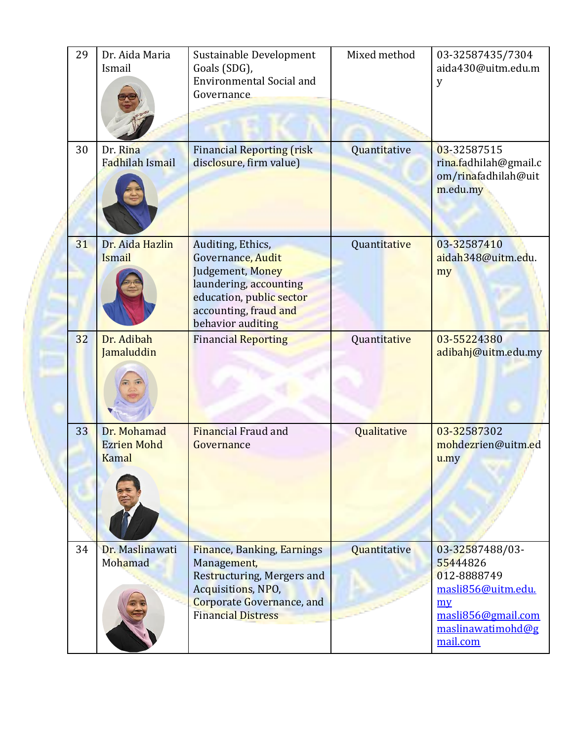| 29 | Dr. Aida Maria Ismail | Sustainable Development Goals (SDG), Environmental Social and Governance | Mixed method | 03-32587435/7304 aida430@uitm.edu.my |
|---|---|---|---|---|
| 30 | Dr. Rina Fadhilah Ismail | Financial Reporting (risk disclosure, firm value) | Quantitative | 03-32587515 rina.fadhilah@gmail.com/rinafadhilah@uitm.edu.my |
| 31 | Dr. Aida Hazlin Ismail | Auditing, Ethics, Governance, Audit Judgement, Money laundering, accounting education, public sector accounting, fraud and behavior auditing | Quantitative | 03-32587410 aidah348@uitm.edu.my |
| 32 | Dr. Adibah Jamaluddin | Financial Reporting | Quantitative | 03-55224380 adibahj@uitm.edu.my |
| 33 | Dr. Mohamad Ezrien Mohd Kamal | Financial Fraud and Governance | Qualitative | 03-32587302 mohdezrien@uitm.edu.my |
| 34 | Dr. Maslinawati Mohamad | Finance, Banking, Earnings Management, Restructuring, Mergers and Acquisitions, NPO, Corporate Governance, and Financial Distress | Quantitative | 03-32587488/03-55444826 012-8888749 masli856@uitm.edu.my masli856@gmail.com maslinawatimohd@gmail.com |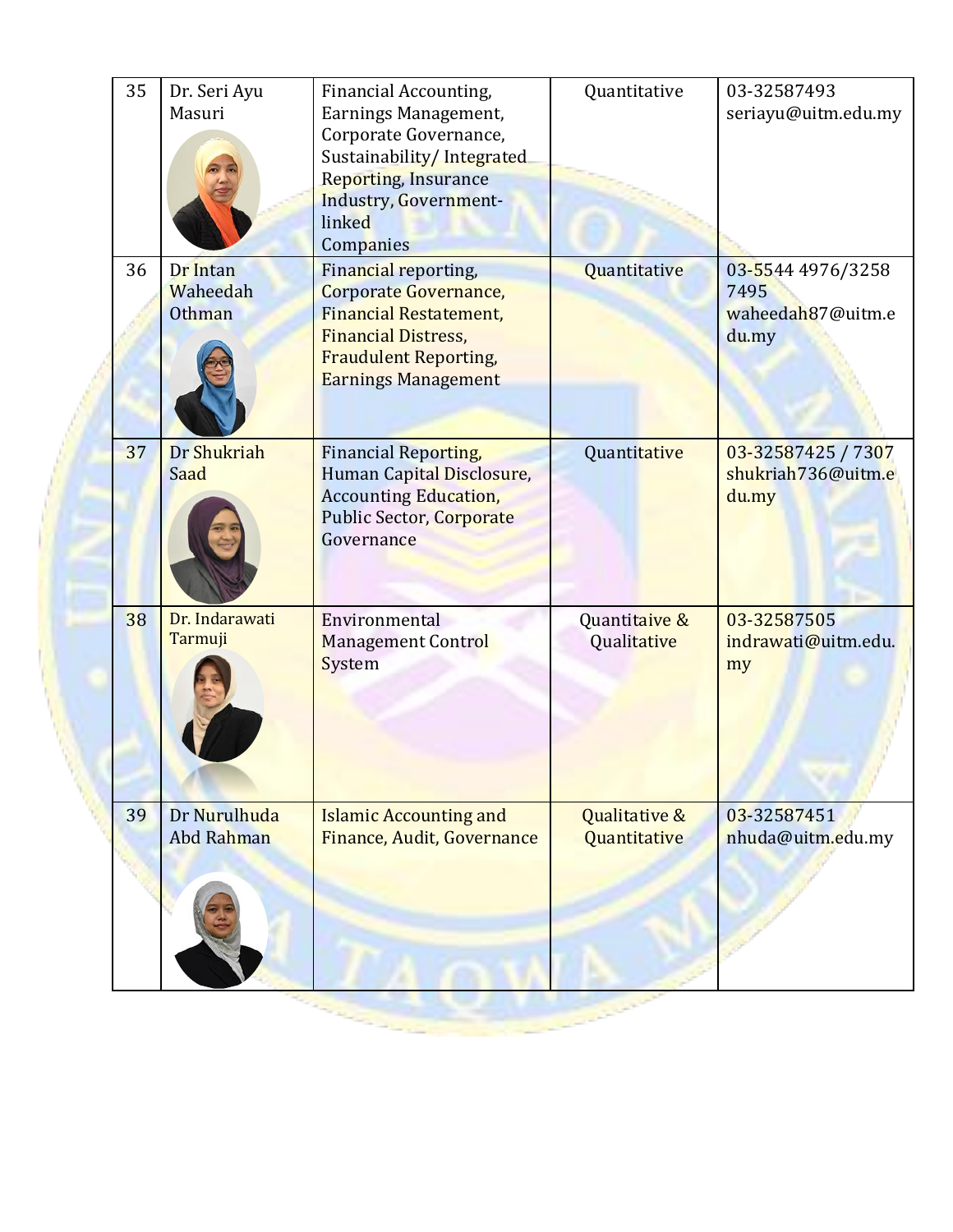| 35 | Dr. Seri Ayu Masuri | Financial Accounting, Earnings Management, Corporate Governance, Sustainability/ Integrated Reporting, Insurance Industry, Government-linked Companies | Quantitative | 03-32587493 seriayu@uitm.edu.my |
|---|---|---|---|---|
| 36 | Dr Intan Waheedah Othman | Financial reporting, Corporate Governance, Financial Restatement, Financial Distress, Fraudulent Reporting, Earnings Management | Quantitative | 03-5544 4976/3258 7495 waheedah87@uitm.edu.my |
| 37 | Dr Shukriah Saad | Financial Reporting, Human Capital Disclosure, Accounting Education, Public Sector, Corporate Governance | Quantitative | 03-32587425 / 7307 shukriah736@uitm.edu.my |
| 38 | Dr. Indarawati Tarmuji | Environmental Management Control System | Quantitaive & Qualitative | 03-32587505 indrawati@uitm.edu.my |
| 39 | Dr Nurulhuda Abd Rahman | Islamic Accounting and Finance, Audit, Governance | Qualitative & Quantitative | 03-32587451 nhuda@uitm.edu.my |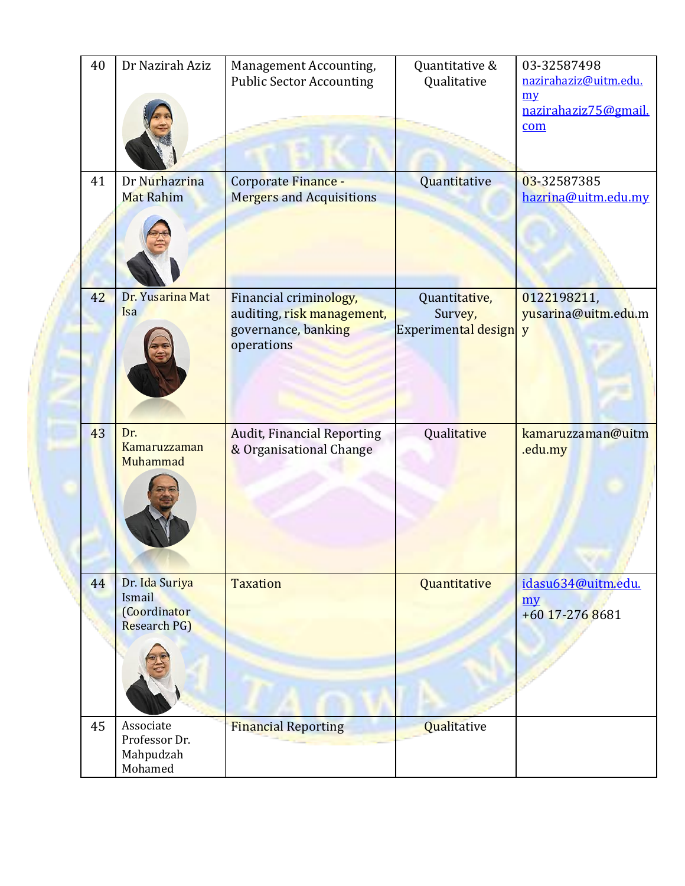| 40 | Dr Nazirah Aziz | Management Accounting, Public Sector Accounting | Quantitative & Qualitative | 03-32587498 nazirahaziz@uitm.edu.my nazirahaziz75@gmail.com |
|---|---|---|---|---|
| 41 | Dr Nurhazrina Mat Rahim | Corporate Finance - Mergers and Acquisitions | Quantitative | 03-32587385 hazrina@uitm.edu.my |
| 42 | Dr. Yusarina Mat Isa | Financial criminology, auditing, risk management, governance, banking operations | Quantitative, Survey, Experimental design | 0122198211, yusarina@uitm.edu.my |
| 43 | Dr. Kamaruzzaman Muhammad | Audit, Financial Reporting & Organisational Change | Qualitative | kamaruzzaman@uitm.edu.my |
| 44 | Dr. Ida Suriya Ismail (Coordinator Research PG) | Taxation | Quantitative | idasu634@uitm.edu.my +60 17-276 8681 |
| 45 | Associate Professor Dr. Mahpudzah Mohamed | Financial Reporting | Qualitative | |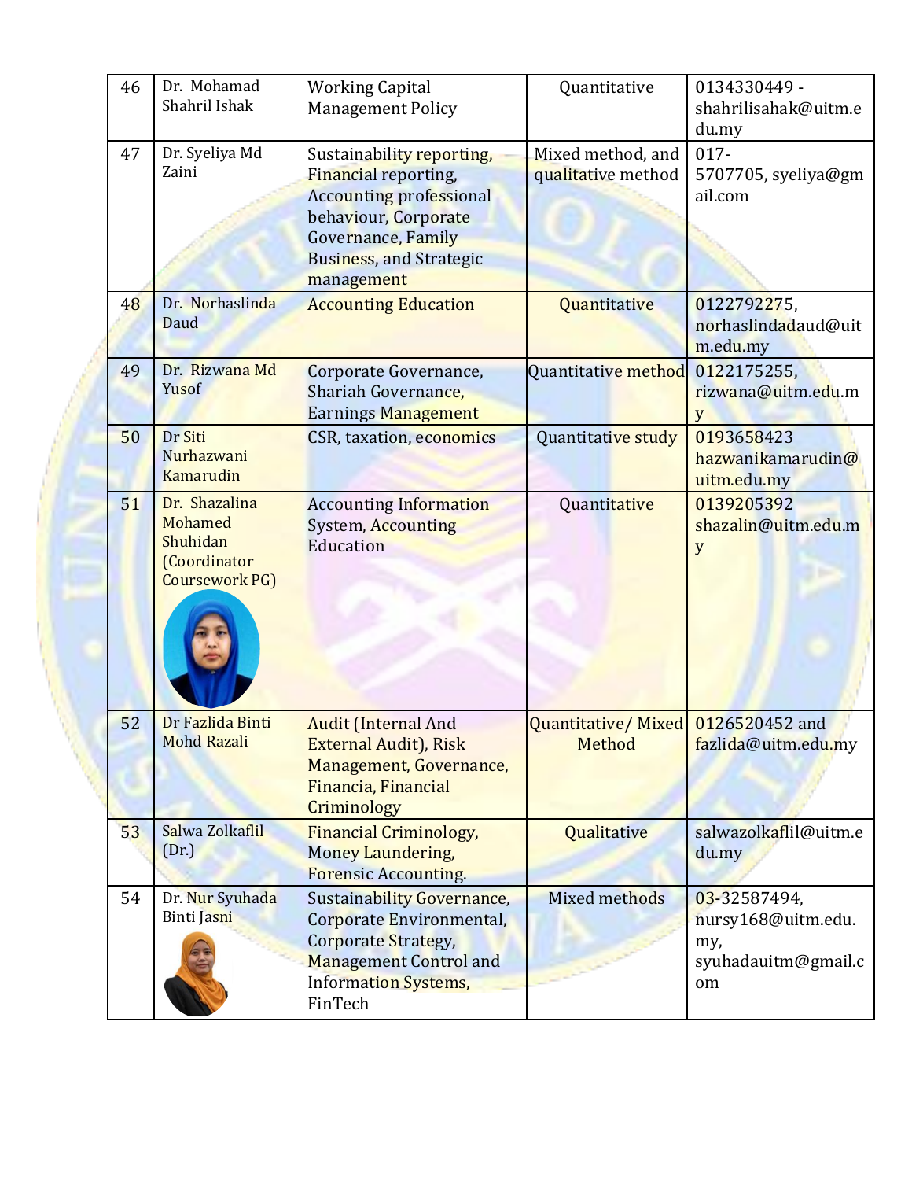| 46 | Dr. Mohamad Shahril Ishak | Working Capital Management Policy | Quantitative | 0134330449 - shahrilisahak@uitm.edu.my |
|---|---|---|---|---|
| 47 | Dr. Syeliya Md Zaini | Sustainability reporting, Financial reporting, Accounting professional behaviour, Corporate Governance, Family Business, and Strategic management | Mixed method, and qualitative method | 017-5707705, syeliya@gmail.com |
| 48 | Dr. Norhaslinda Daud | Accounting Education | Quantitative | 0122792275, norhaslindadaud@uitm.edu.my |
| 49 | Dr. Rizwana Md Yusof | Corporate Governance, Shariah Governance, Earnings Management | Quantitative method | 0122175255, rizwana@uitm.edu.my |
| 50 | Dr Siti Nurhazwani Kamarudin | CSR, taxation, economics | Quantitative study | 0193658423 hazwanikamarudin@uitm.edu.my |
| 51 | Dr. Shazalina Mohamed Shuhidan (Coordinator Coursework PG) | Accounting Information System, Accounting Education | Quantitative | 0139205392 shazalin@uitm.edu.my |
| 52 | Dr Fazlida Binti Mohd Razali | Audit (Internal And External Audit), Risk Management, Governance, Financia, Financial Criminology | Quantitative/ Mixed Method | 0126520452 and fazlida@uitm.edu.my |
| 53 | Salwa Zolkaflil (Dr.) | Financial Criminology, Money Laundering, Forensic Accounting. | Qualitative | salwazolkaflil@uitm.edu.my |
| 54 | Dr. Nur Syuhada Binti Jasni | Sustainability Governance, Corporate Environmental, Corporate Strategy, Management Control and Information Systems, FinTech | Mixed methods | 03-32587494, nursy168@uitm.edu.my, syuhadauitm@gmail.com |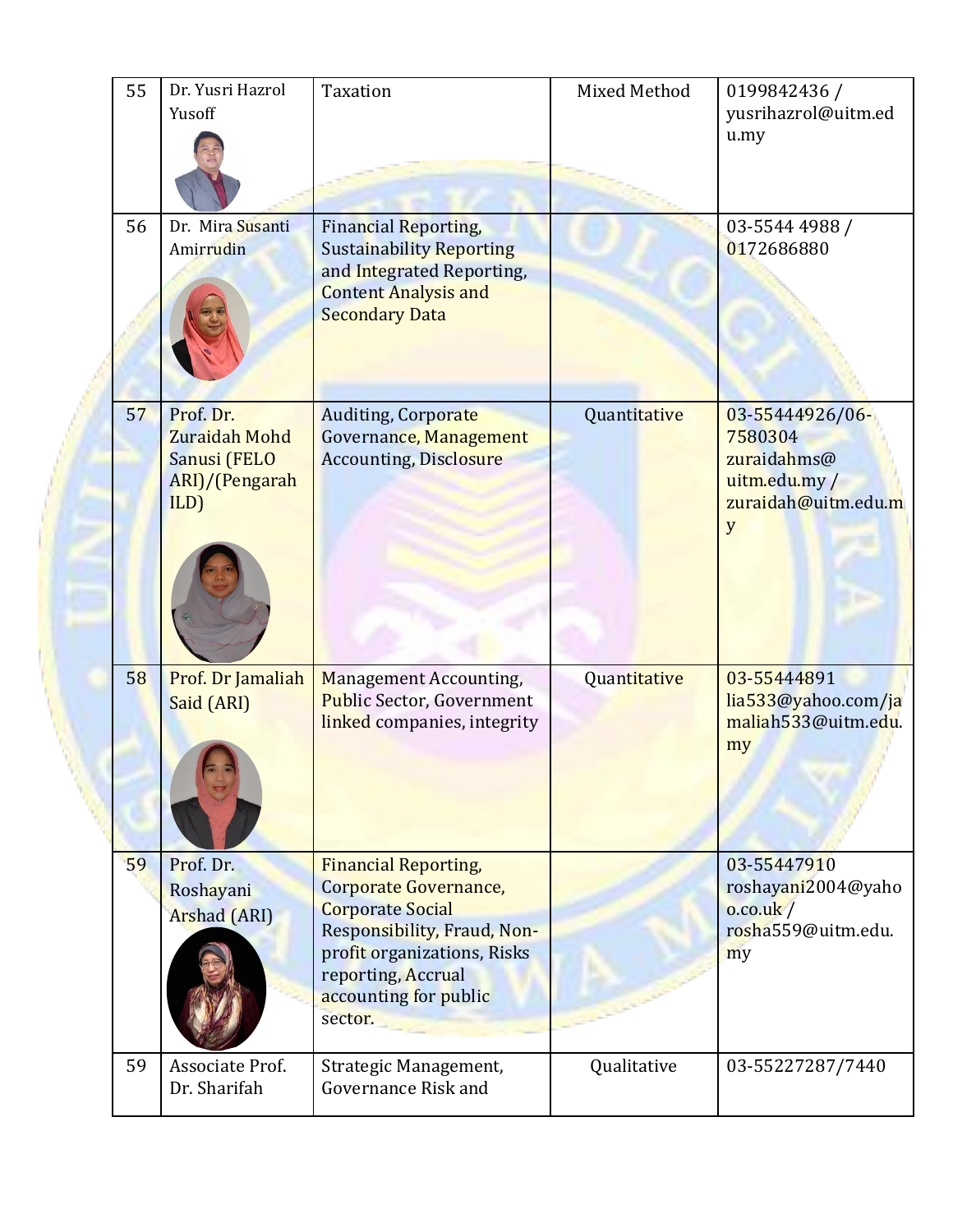| 55 | Dr. Yusri Hazrol Yusoff | Taxation | Mixed Method | 0199842436 / yusrihazrol@uitm.edu.my |
|---|---|---|---|---|
| 56 | Dr. Mira Susanti Amirrudin | Financial Reporting, Sustainability Reporting and Integrated Reporting, Content Analysis and Secondary Data | | 03-5544 4988 / 0172686880 |
| 57 | Prof. Dr. Zuraidah Mohd Sanusi (FELO ARI)/(Pengarah ILD) | Auditing, Corporate Governance, Management Accounting, Disclosure | Quantitative | 03-55444926/06-7580304 zuraidahms@uitm.edu.my / zuraidah@uitm.edu.my |
| 58 | Prof. Dr Jamaliah Said (ARI) | Management Accounting, Public Sector, Government linked companies, integrity | Quantitative | 03-55444891 lia533@yahoo.com/jamaliah533@uitm.edu.my |
| 59 | Prof. Dr. Roshayani Arshad (ARI) | Financial Reporting, Corporate Governance, Corporate Social Responsibility, Fraud, Non-profit organizations, Risks reporting, Accrual accounting for public sector. | | 03-55447910 roshayani2004@yahoo.co.uk / rosha559@uitm.edu.my |
| 59 | Associate Prof. Dr. Sharifah | Strategic Management, Governance Risk and | Qualitative | 03-55227287/7440 |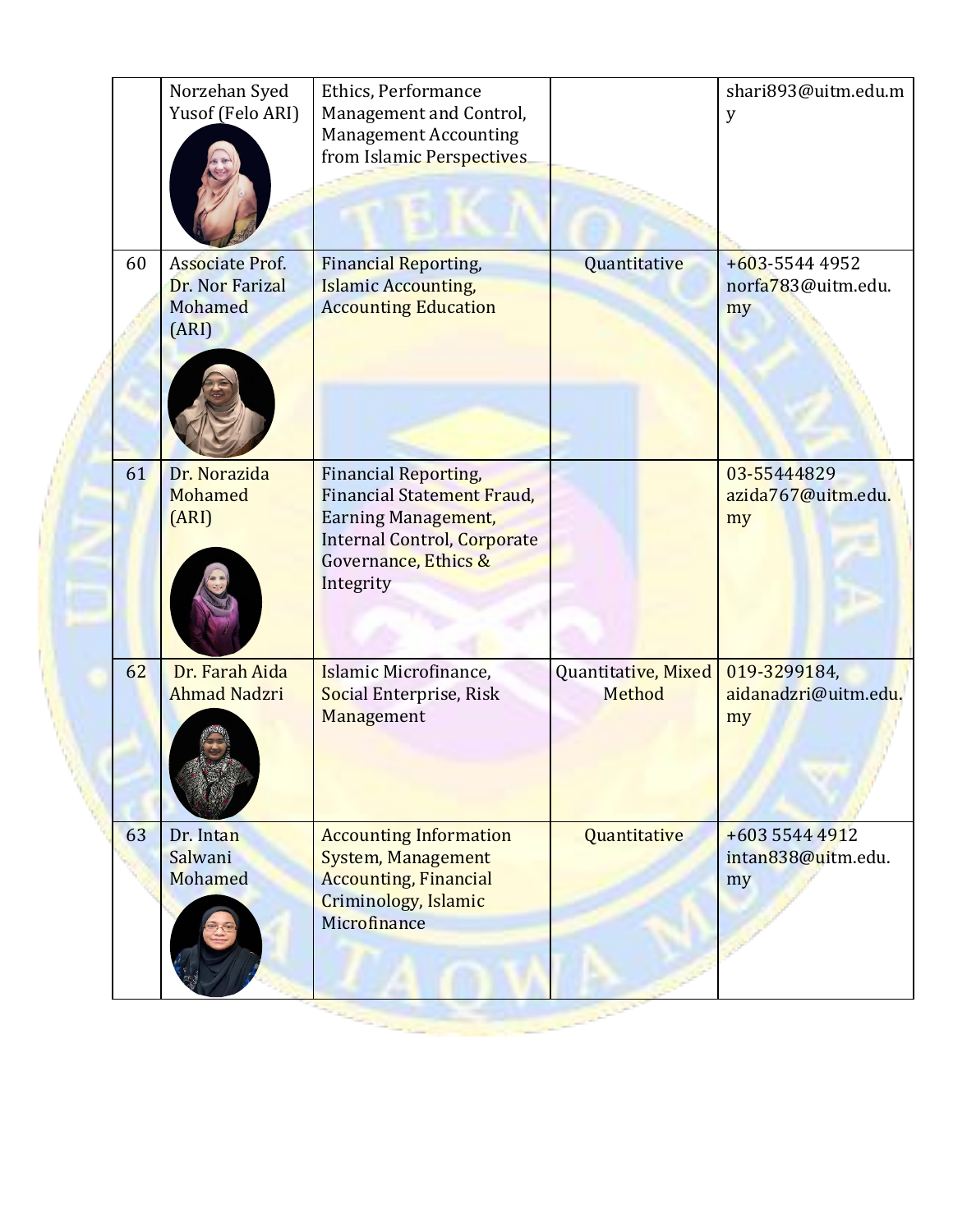| | | | | |
|---|---|---|---|---|
| | Norzehan Syed Yusof (Felo ARI) | Ethics, Performance Management and Control, Management Accounting from Islamic Perspectives | | shari893@uitm.edu.my |
| 60 | Associate Prof. Dr. Nor Farizal Mohamed (ARI) | Financial Reporting, Islamic Accounting, Accounting Education | Quantitative | +603-5544 4952 norfa783@uitm.edu.my |
| 61 | Dr. Norazida Mohamed (ARI) | Financial Reporting, Financial Statement Fraud, Earning Management, Internal Control, Corporate Governance, Ethics & Integrity | | 03-55444829 azida767@uitm.edu.my |
| 62 | Dr. Farah Aida Ahmad Nadzri | Islamic Microfinance, Social Enterprise, Risk Management | Quantitative, Mixed Method | 019-3299184, aidanadzri@uitm.edu.my |
| 63 | Dr. Intan Salwani Mohamed | Accounting Information System, Management Accounting, Financial Criminology, Islamic Microfinance | Quantitative | +603 5544 4912 intan838@uitm.edu.my |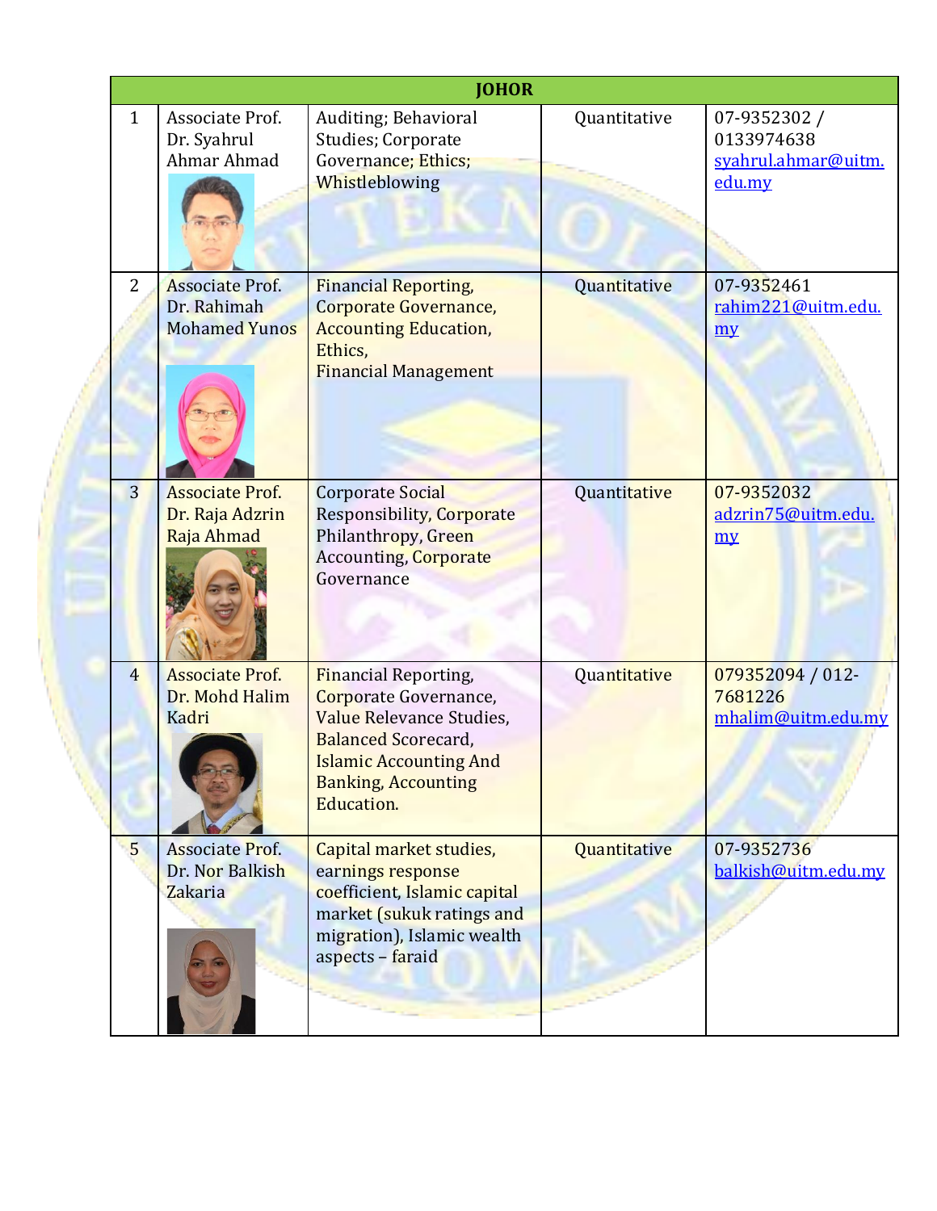| JOHOR | | | | |
|---|---|---|---|---|
| 1 | Associate Prof. Dr. Syahrul Ahmar Ahmad | Auditing; Behavioral Studies; Corporate Governance; Ethics; Whistleblowing | Quantitative | 07-9352302 / 0133974638 syahrul.ahmar@uitm.edu.my |
| 2 | Associate Prof. Dr. Rahimah Mohamed Yunos | Financial Reporting, Corporate Governance, Accounting Education, Ethics, Financial Management | Quantitative | 07-9352461 rahim221@uitm.edu.my |
| 3 | Associate Prof. Dr. Raja Adzrin Raja Ahmad | Corporate Social Responsibility, Corporate Philanthropy, Green Accounting, Corporate Governance | Quantitative | 07-9352032 adzrin75@uitm.edu.my |
| 4 | Associate Prof. Dr. Mohd Halim Kadri | Financial Reporting, Corporate Governance, Value Relevance Studies, Balanced Scorecard, Islamic Accounting And Banking, Accounting Education. | Quantitative | 079352094 / 012-7681226 mhalim@uitm.edu.my |
| 5 | Associate Prof. Dr. Nor Balkish Zakaria | Capital market studies, earnings response coefficient, Islamic capital market (sukuk ratings and migration), Islamic wealth aspects – faraid | Quantitative | 07-9352736 balkish@uitm.edu.my |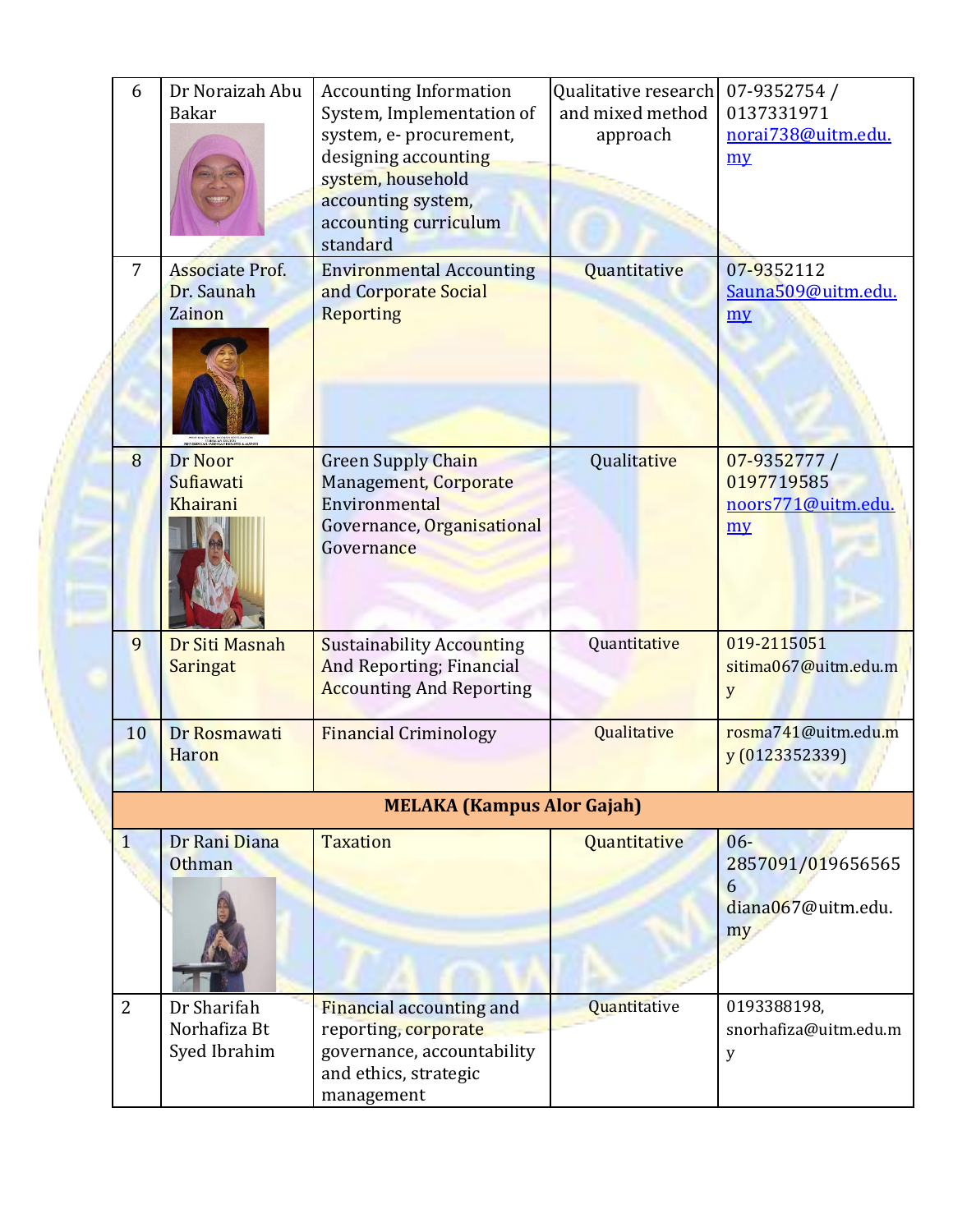| | | | | |
|---|---|---|---|---|
| 6 | Dr Noraizah Abu Bakar | Accounting Information System, Implementation of system, e- procurement, designing accounting system, household accounting system, accounting curriculum standard | Qualitative research and mixed method approach | 07-9352754 / 0137331971 norai738@uitm.edu.my |
| 7 | Associate Prof. Dr. Saunah Zainon | Environmental Accounting and Corporate Social Reporting | Quantitative | 07-9352112 Sauna509@uitm.edu.my |
| 8 | Dr Noor Sufiawati Khairani | Green Supply Chain Management, Corporate Environmental Governance, Organisational Governance | Qualitative | 07-9352777 / 0197719585 noors771@uitm.edu.my |
| 9 | Dr Siti Masnah Saringat | Sustainability Accounting And Reporting; Financial Accounting And Reporting | Quantitative | 019-2115051 sitima067@uitm.edu.my |
| 10 | Dr Rosmawati Haron | Financial Criminology | Qualitative | rosma741@uitm.edu.my (0123352339) |
| **MELAKA (Kampus Alor Gajah)** | | | | |
| 1 | Dr Rani Diana Othman | Taxation | Quantitative | 06-2857091/0196565656 diana067@uitm.edu.my |
| 2 | Dr Sharifah Norhafiza Bt Syed Ibrahim | Financial accounting and reporting, corporate governance, accountability and ethics, strategic management | Quantitative | 0193388198, snorhafiza@uitm.edu.my |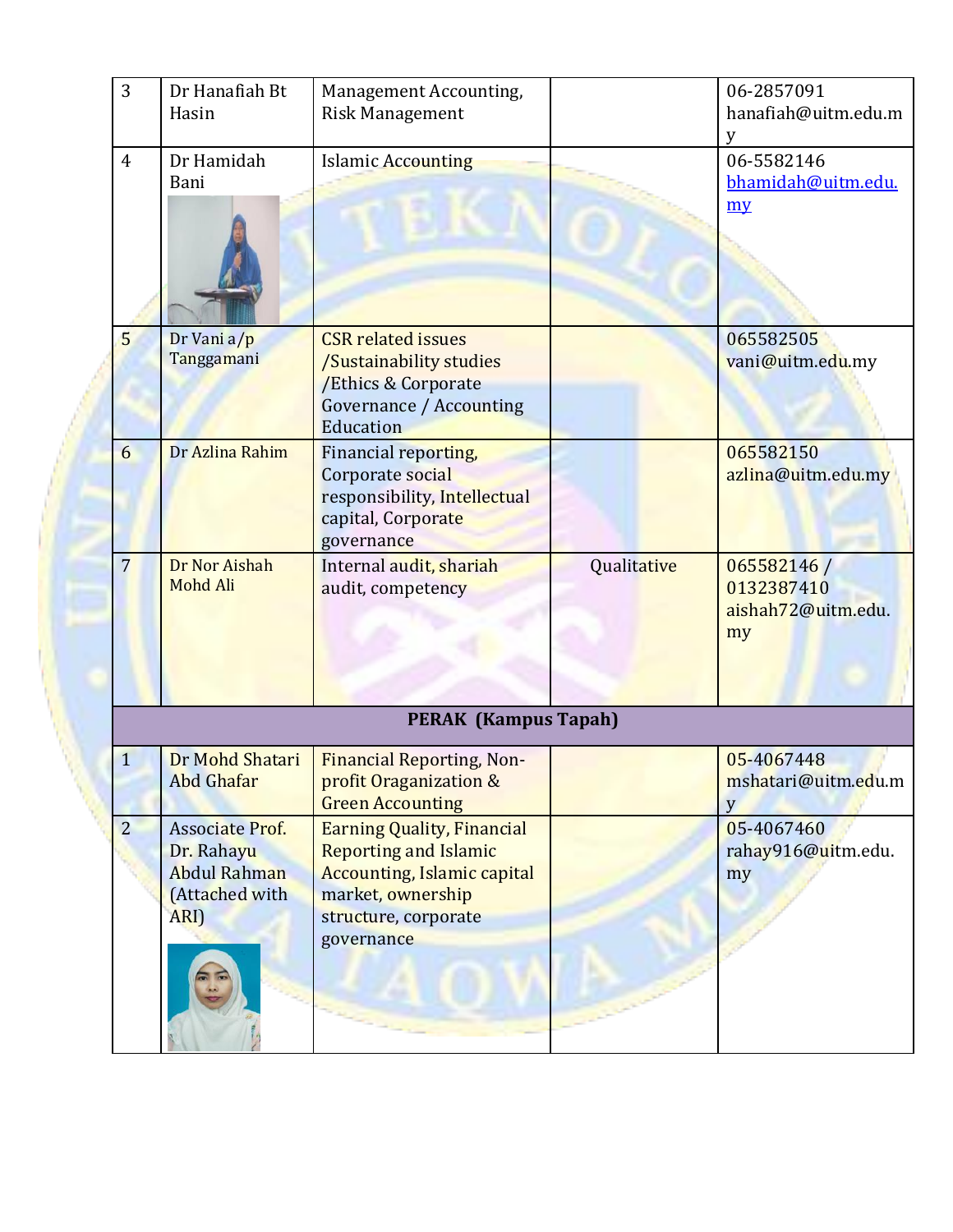| | | | | |
|---|---|---|---|---|
| 3 | Dr Hanafiah Bt Hasin | Management Accounting, Risk Management | | 06-2857091 hanafiah@uitm.edu.my |
| 4 | Dr Hamidah Bani | Islamic Accounting | | 06-5582146 bhamidah@uitm.edu.my |
| 5 | Dr Vani a/p Tanggamani | CSR related issues /Sustainability studies /Ethics & Corporate Governance / Accounting Education | | 065582505 vani@uitm.edu.my |
| 6 | Dr Azlina Rahim | Financial reporting, Corporate social responsibility, Intellectual capital, Corporate governance | | 065582150 azlina@uitm.edu.my |
| 7 | Dr Nor Aishah Mohd Ali | Internal audit, shariah audit, competency | Qualitative | 065582146 / 0132387410 aishah72@uitm.edu.my |
| **PERAK (Kampus Tapah)** | | | | |
| 1 | Dr Mohd Shatari Abd Ghafar | Financial Reporting, Non-profit Oraganization & Green Accounting | | 05-4067448 mshatari@uitm.edu.my |
| 2 | Associate Prof. Dr. Rahayu Abdul Rahman (Attached with ARI) | Earning Quality, Financial Reporting and Islamic Accounting, Islamic capital market, ownership structure, corporate governance | | 05-4067460 rahay916@uitm.edu.my |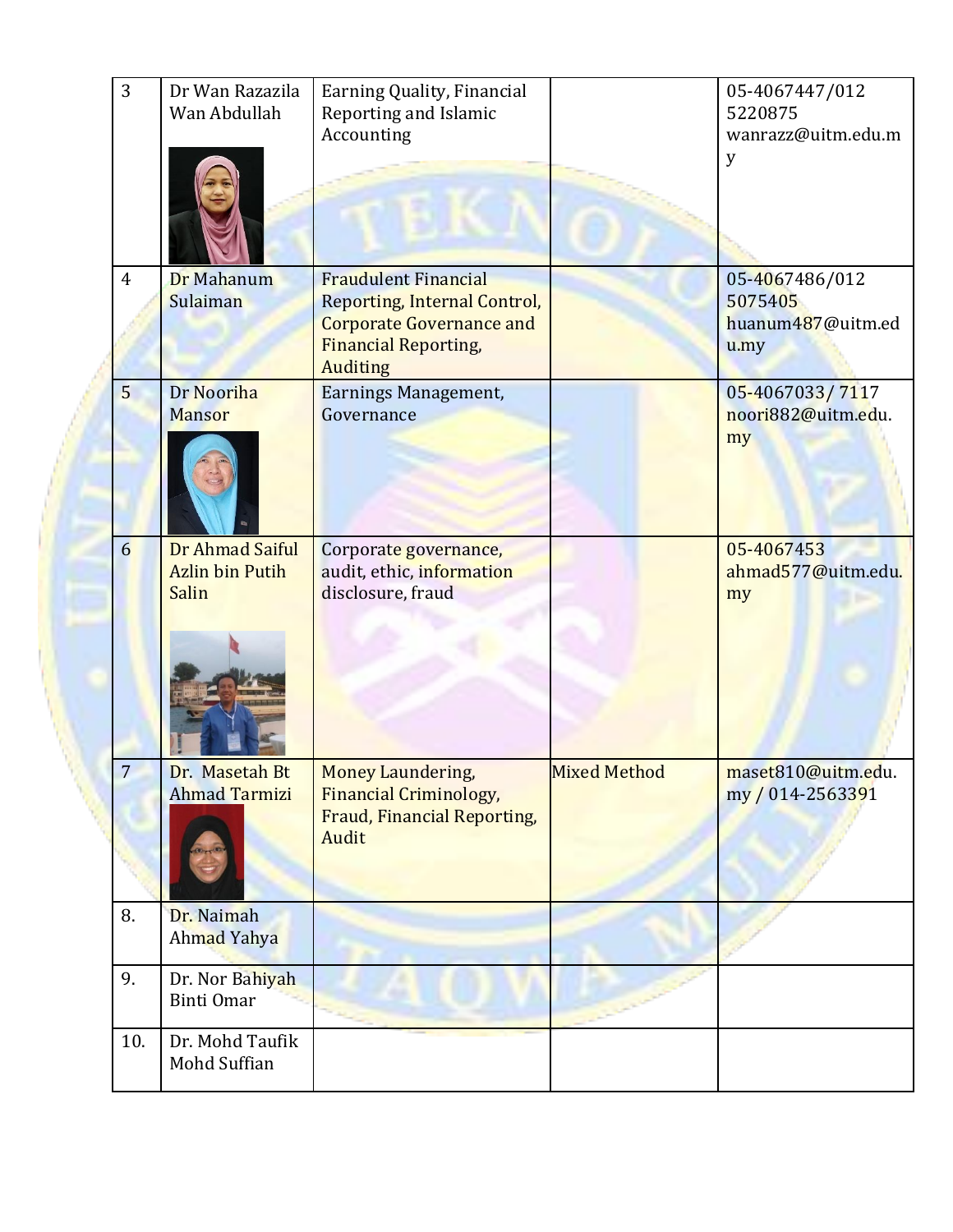| 3 | Dr Wan Razazila Wan Abdullah | Earning Quality, Financial Reporting and Islamic Accounting | | 05-4067447/012 5220875 wanrazz@uitm.edu.my |
|---|---|---|---|---|
| 4 | Dr Mahanum Sulaiman | Fraudulent Financial Reporting, Internal Control, Corporate Governance and Financial Reporting, Auditing | | 05-4067486/012 5075405 huanum487@uitm.edu.my |
| 5 | Dr Nooriha Mansor | Earnings Management, Governance | | 05-4067033/ 7117 noori882@uitm.edu.my |
| 6 | Dr Ahmad Saiful Azlin bin Putih Salin | Corporate governance, audit, ethic, information disclosure, fraud | | 05-4067453 ahmad577@uitm.edu.my |
| 7 | Dr. Masetah Bt Ahmad Tarmizi | Money Laundering, Financial Criminology, Fraud, Financial Reporting, Audit | Mixed Method | maset810@uitm.edu.my / 014-2563391 |
| 8. | Dr. Naimah Ahmad Yahya | | | |
| 9. | Dr. Nor Bahiyah Binti Omar | | | |
| 10. | Dr. Mohd Taufik Mohd Suffian | | | |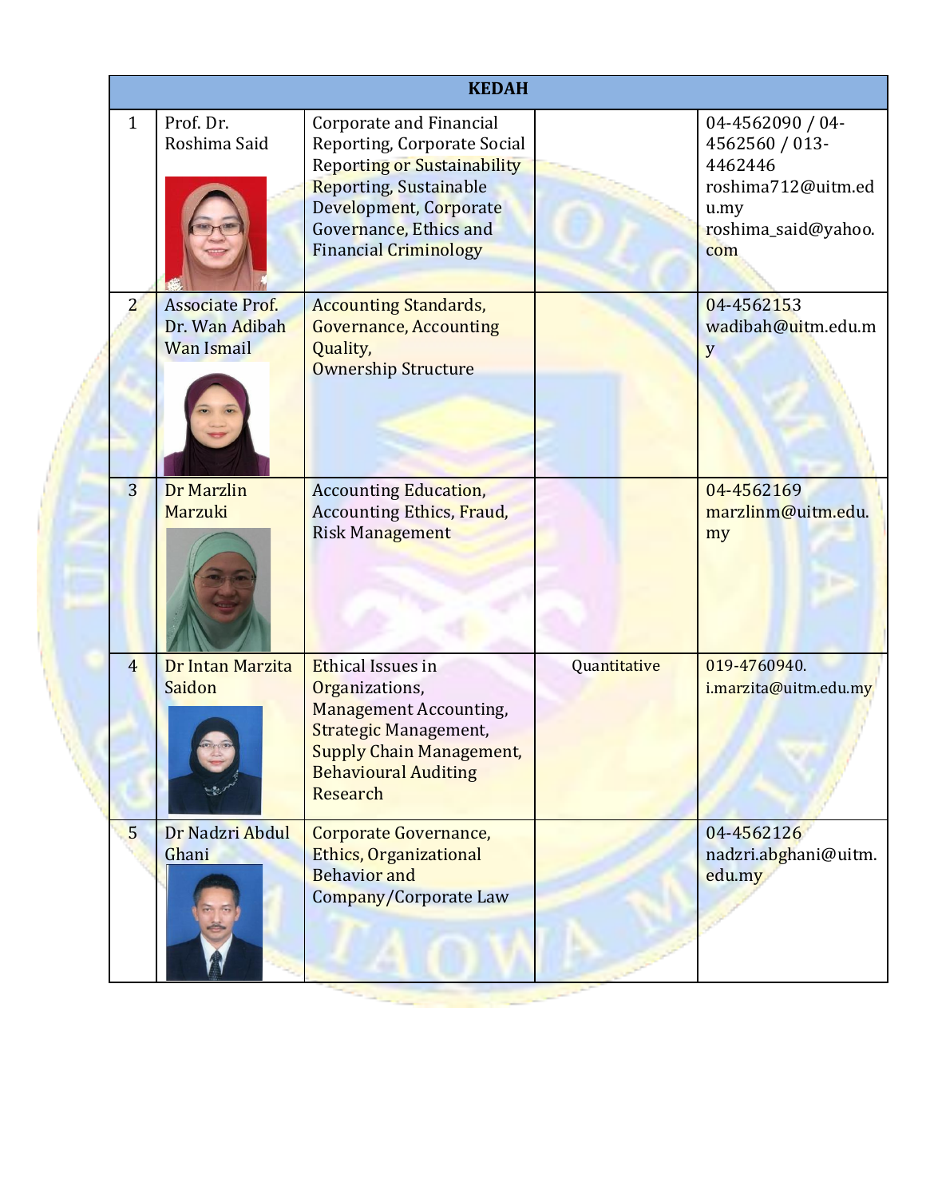| KEDAH | | | | |
|---|---|---|---|---|
| 1 | Prof. Dr. Roshima Said | Corporate and Financial Reporting, Corporate Social Reporting or Sustainability Reporting, Sustainable Development, Corporate Governance, Ethics and Financial Criminology | | 04-4562090 / 04-4562560 / 013-4462446 roshima712@uitm.edu.my roshima_said@yahoo.com |
| 2 | Associate Prof. Dr. Wan Adibah Wan Ismail | Accounting Standards, Governance, Accounting Quality, Ownership Structure | | 04-4562153 wadibah@uitm.edu.my |
| 3 | Dr Marzlin Marzuki | Accounting Education, Accounting Ethics, Fraud, Risk Management | | 04-4562169 marzlinm@uitm.edu.my |
| 4 | Dr Intan Marzita Saidon | Ethical Issues in Organizations, Management Accounting, Strategic Management, Supply Chain Management, Behavioural Auditing Research | Quantitative | 019-4760940. i.marzita@uitm.edu.my |
| 5 | Dr Nadzri Abdul Ghani | Corporate Governance, Ethics, Organizational Behavior and Company/Corporate Law | | 04-4562126 nadzri.abghani@uitm.edu.my |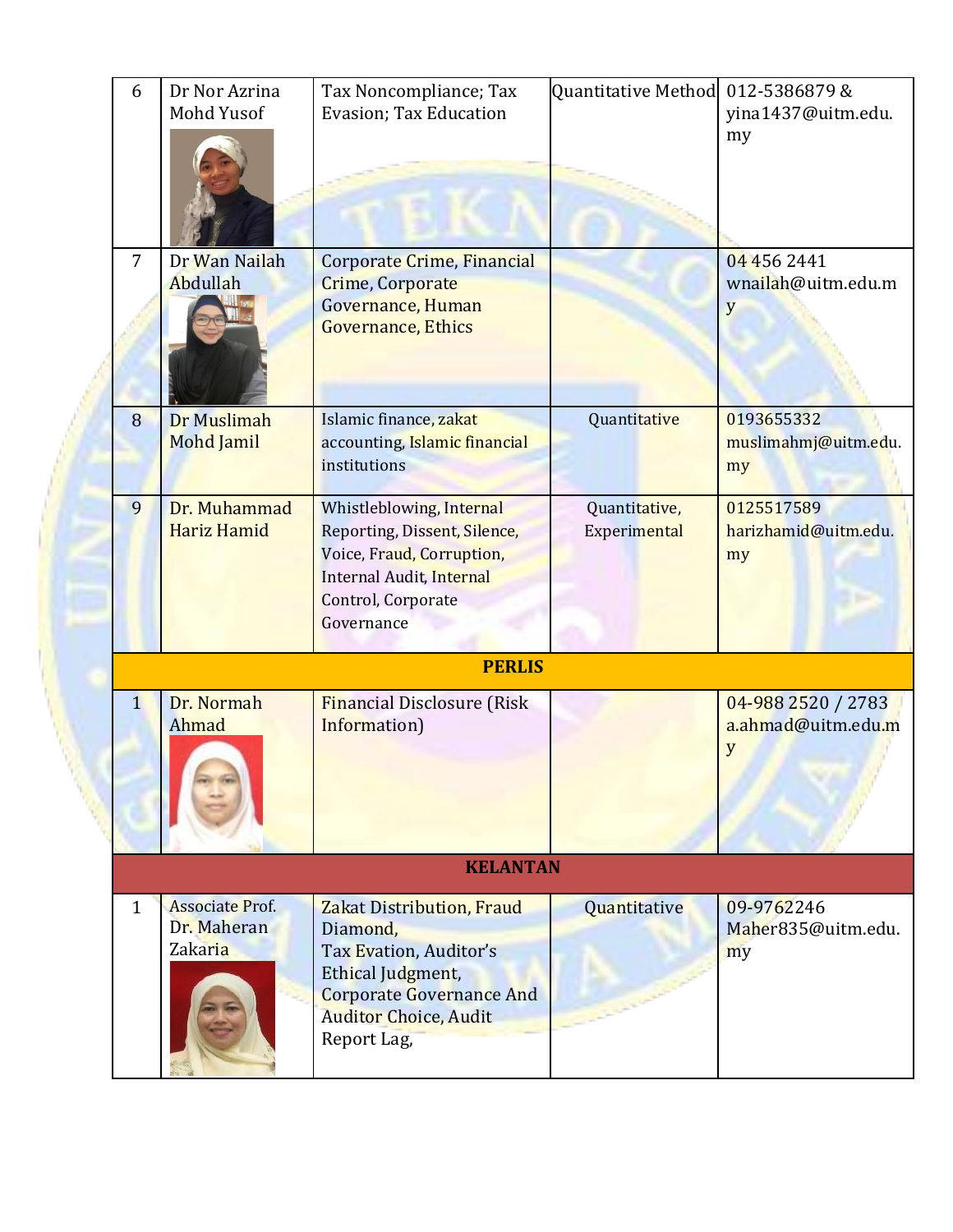| | | | | |
|---|---|---|---|---|
| 6 | Dr Nor Azrina Mohd Yusof | Tax Noncompliance; Tax Evasion; Tax Education | Quantitative Method | 012-5386879 & yina1437@uitm.edu.my |
| 7 | Dr Wan Nailah Abdullah | Corporate Crime, Financial Crime, Corporate Governance, Human Governance, Ethics | | 04 456 2441 wnailah@uitm.edu.my |
| 8 | Dr Muslimah Mohd Jamil | Islamic finance, zakat accounting, Islamic financial institutions | Quantitative | 0193655332 muslimahmj@uitm.edu.my |
| 9 | Dr. Muhammad Hariz Hamid | Whistleblowing, Internal Reporting, Dissent, Silence, Voice, Fraud, Corruption, Internal Audit, Internal Control, Corporate Governance | Quantitative, Experimental | 0125517589 harizhamid@uitm.edu.my |
| **PERLIS** | | | | |
| 1 | Dr. Normah Ahmad | Financial Disclosure (Risk Information) | | 04-988 2520 / 2783 a.ahmad@uitm.edu.my |
| **KELANTAN** | | | | |
| 1 | Associate Prof. Dr. Maheran Zakaria | Zakat Distribution, Fraud Diamond, Tax Evation, Auditor's Ethical Judgment, Corporate Governance And Auditor Choice, Audit Report Lag, | Quantitative | 09-9762246 Maher835@uitm.edu.my |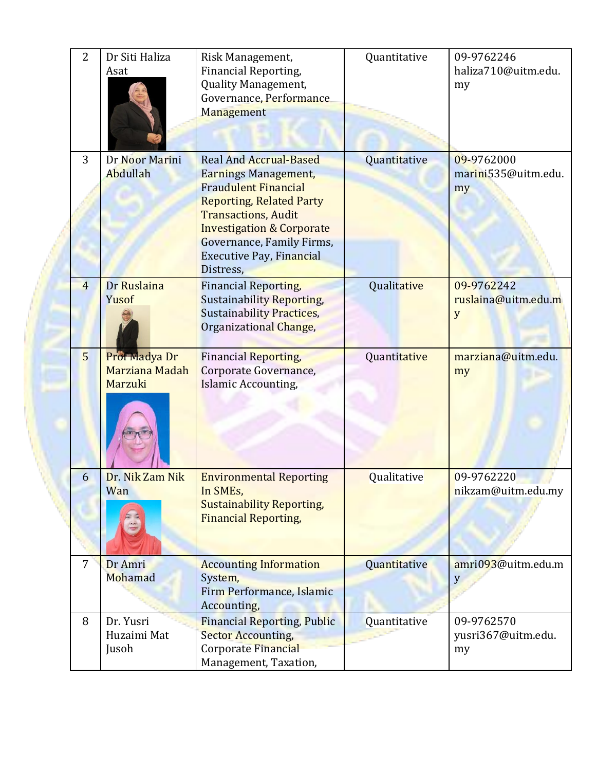| 2 | Dr Siti Haliza Asat | Risk Management, Financial Reporting, Quality Management, Governance, Performance Management | Quantitative | 09-9762246 haliza710@uitm.edu.my |
|---|---|---|---|---|
| 3 | Dr Noor Marini Abdullah | Real And Accrual-Based Earnings Management, Fraudulent Financial Reporting, Related Party Transactions, Audit Investigation & Corporate Governance, Family Firms, Executive Pay, Financial Distress, | Quantitative | 09-9762000 marini535@uitm.edu.my |
| 4 | Dr Ruslaina Yusof | Financial Reporting, Sustainability Reporting, Sustainability Practices, Organizational Change, | Qualitative | 09-9762242 ruslaina@uitm.edu.my |
| 5 | Prof Madya Dr Marziana Madah Marzuki | Financial Reporting, Corporate Governance, Islamic Accounting, | Quantitative | marziana@uitm.edu.my |
| 6 | Dr. Nik Zam Nik Wan | Environmental Reporting In SMEs, Sustainability Reporting, Financial Reporting, | Qualitative | 09-9762220 nikzam@uitm.edu.my |
| 7 | Dr Amri Mohamad | Accounting Information System, Firm Performance, Islamic Accounting, | Quantitative | amri093@uitm.edu.my |
| 8 | Dr. Yusri Huzaimi Mat Jusoh | Financial Reporting, Public Sector Accounting, Corporate Financial Management, Taxation, | Quantitative | 09-9762570 yusri367@uitm.edu.my |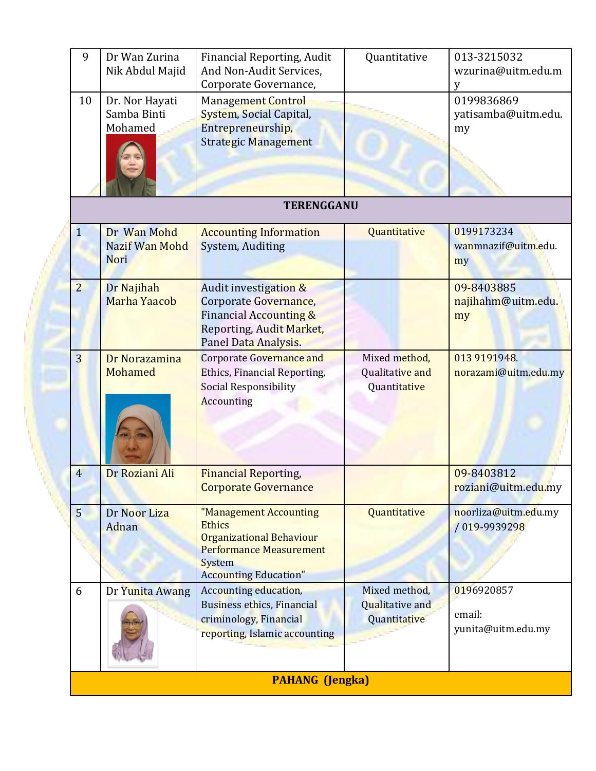| 9 | Dr Wan Zurina Nik Abdul Majid | Financial Reporting, Audit And Non-Audit Services, Corporate Governance, | Quantitative | 013-3215032 wzurina@uitm.edu.my |
|---|---|---|---|---|
| 10 | Dr. Nor Hayati Samba Binti Mohamed | Management Control System, Social Capital, Entrepreneurship, Strategic Management | | 0199836869 yatisamba@uitm.edu.my |
| **TERENGGANU** | | | | |
| 1 | Dr Wan Mohd Nazif Wan Mohd Nori | Accounting Information System, Auditing | Quantitative | 0199173234 wanmnazif@uitm.edu.my |
| 2 | Dr Najihah Marha Yaacob | Audit investigation & Corporate Governance, Financial Accounting & Reporting, Audit Market, Panel Data Analysis. | | 09-8403885 najihahm@uitm.edu.my |
| 3 | Dr Norazamina Mohamed | Corporate Governance and Ethics, Financial Reporting, Social Responsibility Accounting | Mixed method, Qualitative and Quantitative | 013 9191948. norazami@uitm.edu.my |
| 4 | Dr Roziani Ali | Financial Reporting, Corporate Governance | | 09-8403812 roziani@uitm.edu.my |
| 5 | Dr Noor Liza Adnan | "Management Accounting Ethics Organizational Behaviour Performance Measurement System Accounting Education" | Quantitative | noorliza@uitm.edu.my / 019-9939298 |
| 6 | Dr Yunita Awang | Accounting education, Business ethics, Financial criminology, Financial reporting, Islamic accounting | Mixed method, Qualitative and Quantitative | 0196920857 email: yunita@uitm.edu.my |
| **PAHANG (Jengka)** | | | | |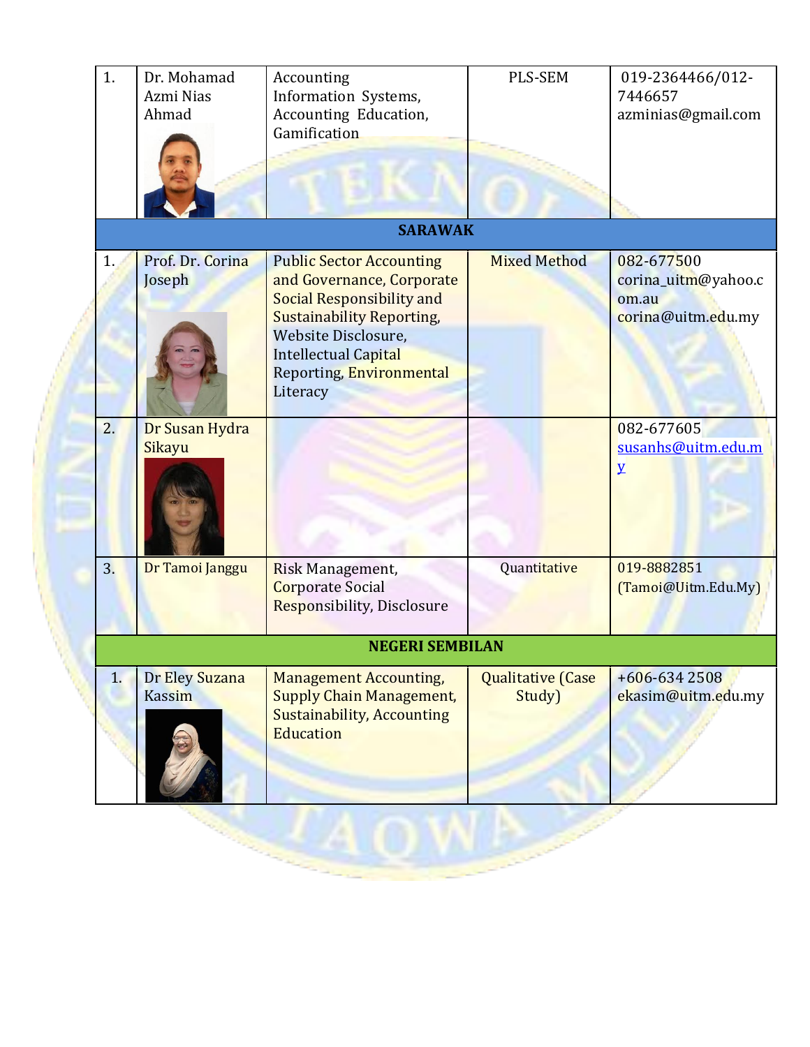| | | | | |
|---|---|---|---|---|
| 1. | Dr. Mohamad Azmi Nias Ahmad | Accounting Information Systems, Accounting Education, Gamification | PLS-SEM | 019-2364466/012-7446657 azminias@gmail.com |
| **SARAWAK** | | | | |
| 1. | Prof. Dr. Corina Joseph | Public Sector Accounting and Governance, Corporate Social Responsibility and Sustainability Reporting, Website Disclosure, Intellectual Capital Reporting, Environmental Literacy | Mixed Method | 082-677500 corina_uitm@yahoo.com.au corina@uitm.edu.my |
| 2. | Dr Susan Hydra Sikayu | | | 082-677605 susanhs@uitm.edu.my |
| 3. | Dr Tamoi Janggu | Risk Management, Corporate Social Responsibility, Disclosure | Quantitative | 019-8882851 (Tamoi@Uitm.Edu.My) |
| **NEGERI SEMBILAN** | | | | |
| 1. | Dr Eley Suzana Kassim | Management Accounting, Supply Chain Management, Sustainability, Accounting Education | Qualitative (Case Study) | +606-634 2508 ekasim@uitm.edu.my |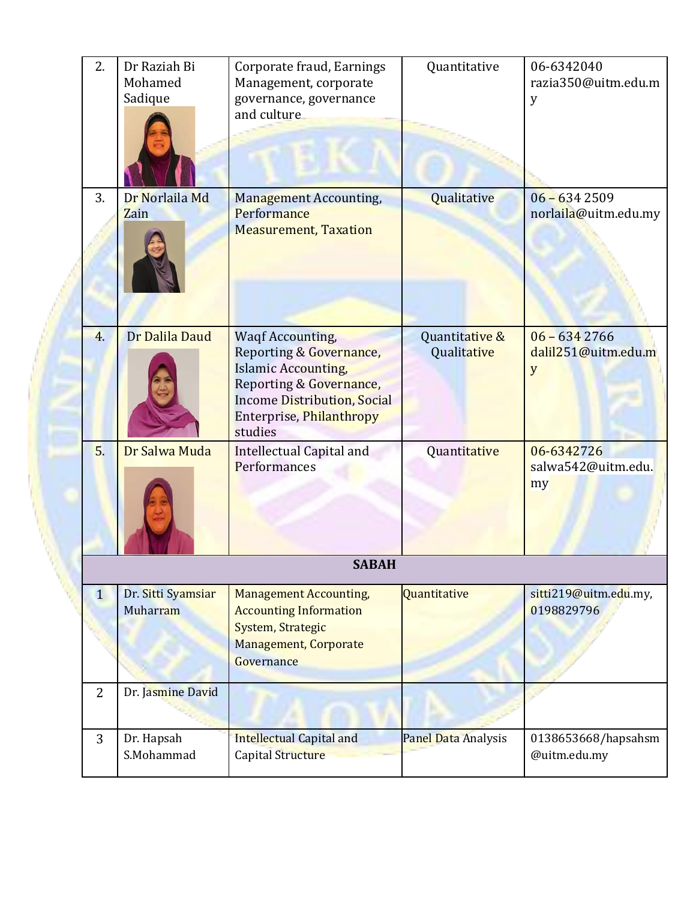| | | | | |
|---|---|---|---|---|
| 2. | Dr Raziah Bi Mohamed Sadique | Corporate fraud, Earnings Management, corporate governance, governance and culture | Quantitative | 06-6342040 razia350@uitm.edu.my |
| 3. | Dr Norlaila Md Zain | Management Accounting, Performance Measurement, Taxation | Qualitative | 06 – 634 2509 norlaila@uitm.edu.my |
| 4. | Dr Dalila Daud | Waqf Accounting, Reporting & Governance, Islamic Accounting, Reporting & Governance, Income Distribution, Social Enterprise, Philanthropy studies | Quantitative & Qualitative | 06 – 634 2766 dalil251@uitm.edu.my |
| 5. | Dr Salwa Muda | Intellectual Capital and Performances | Quantitative | 06-6342726 salwa542@uitm.edu.my |
| **SABAH** | | | | |
| 1 | Dr. Sitti Syamsiar Muharram | Management Accounting, Accounting Information System, Strategic Management, Corporate Governance | Quantitative | sitti219@uitm.edu.my, 0198829796 |
| 2 | Dr. Jasmine David | | | |
| 3 | Dr. Hapsah S.Mohammad | Intellectual Capital and Capital Structure | Panel Data Analysis | 0138653668/hapsahsm@uitm.edu.my |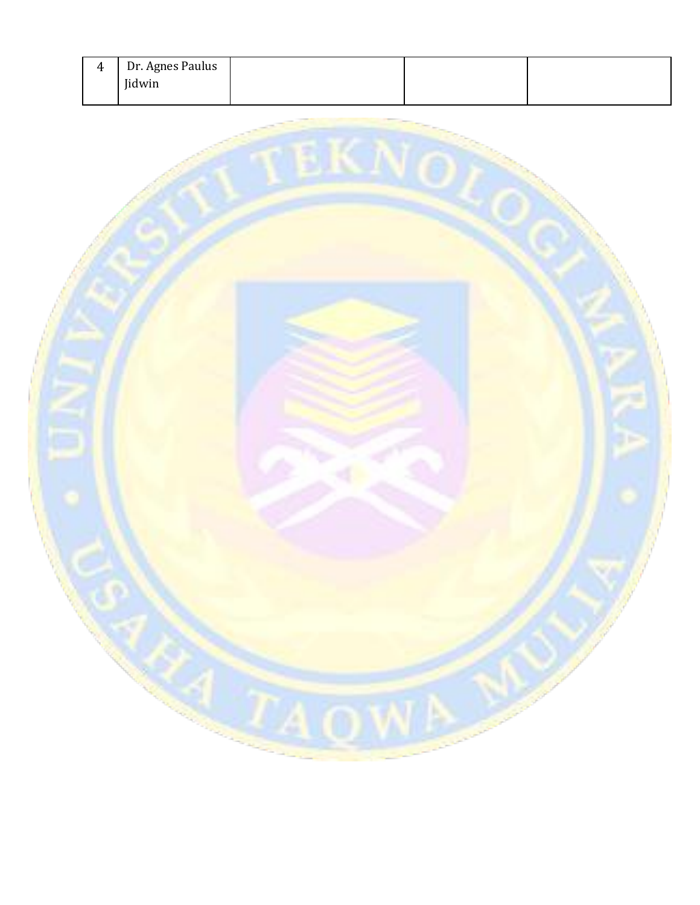| | | | | |
|---|---|---|---|---|
| 4 | Dr. Agnes Paulus Jidwin | | | |